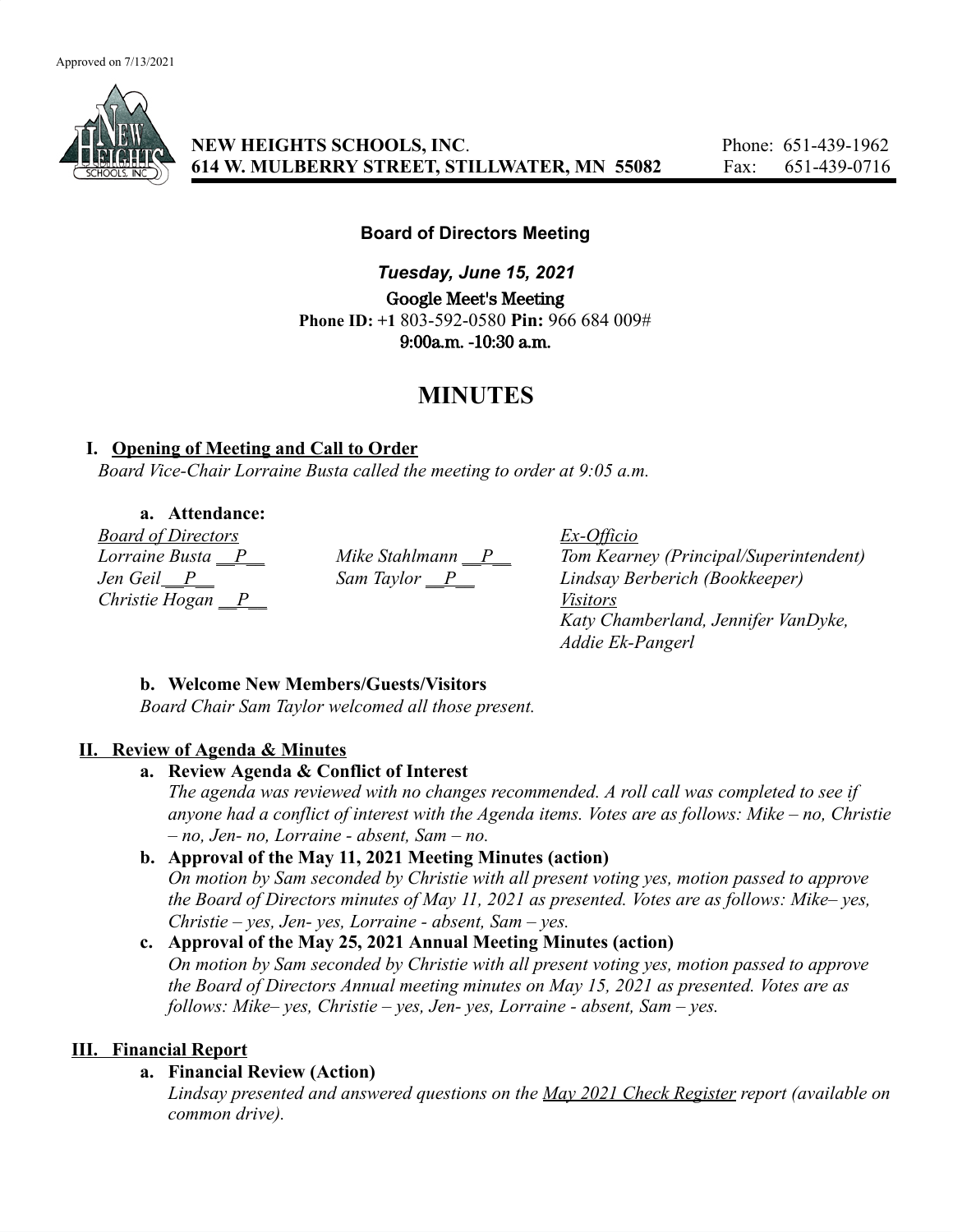Approved on 7/13/2021

**NEW HEIGHTS SCHOOLS, INC.**
**614 W. MULBERRY STREET, STILLWATER, MN 55082**

Phone: 651-439-1962
Fax: 651-439-0716

### Board of Directors Meeting

***Tuesday, June 15, 2021***

Google Meet's Meeting
**Phone ID: +1** 803-592-0580 **Pin:** 966 684 009#
9:00a.m. -10:30 a.m.

# MINUTES

## I. Opening of Meeting and Call to Order

*Board Vice-Chair Lorraine Busta called the meeting to order at 9:05 a.m.*

### a. Attendance:

*Board of Directors*
*Lorraine Busta __P__*
*Jen Geil__P__*
*Christie Hogan __P__*
*Mike Stahlmann __P__*
*Sam Taylor __P__*

*Ex-Officio*
*Tom Kearney (Principal/Superintendent)*
*Lindsay Berberich (Bookkeeper)*

*Visitors*
*Katy Chamberland, Jennifer VanDyke, Addie Ek-Pangerl*

### b. Welcome New Members/Guests/Visitors

*Board Chair Sam Taylor welcomed all those present.*

## II. Review of Agenda & Minutes

### a. Review Agenda & Conflict of Interest

*The agenda was reviewed with no changes recommended. A roll call was completed to see if anyone had a conflict of interest with the Agenda items. Votes are as follows: Mike – no, Christie – no, Jen- no, Lorraine - absent, Sam – no.*

### b. Approval of the May 11, 2021 Meeting Minutes (action)

*On motion by Sam seconded by Christie with all present voting yes, motion passed to approve the Board of Directors minutes of May 11, 2021 as presented. Votes are as follows: Mike– yes, Christie – yes, Jen- yes, Lorraine - absent, Sam – yes.*

### c. Approval of the May 25, 2021 Annual Meeting Minutes (action)

*On motion by Sam seconded by Christie with all present voting yes, motion passed to approve the Board of Directors Annual meeting minutes on May 15, 2021 as presented. Votes are as follows: Mike– yes, Christie – yes, Jen- yes, Lorraine - absent, Sam – yes.*

## III. Financial Report

### a. Financial Review (Action)

*Lindsay presented and answered questions on the May 2021 Check Register report (available on common drive).*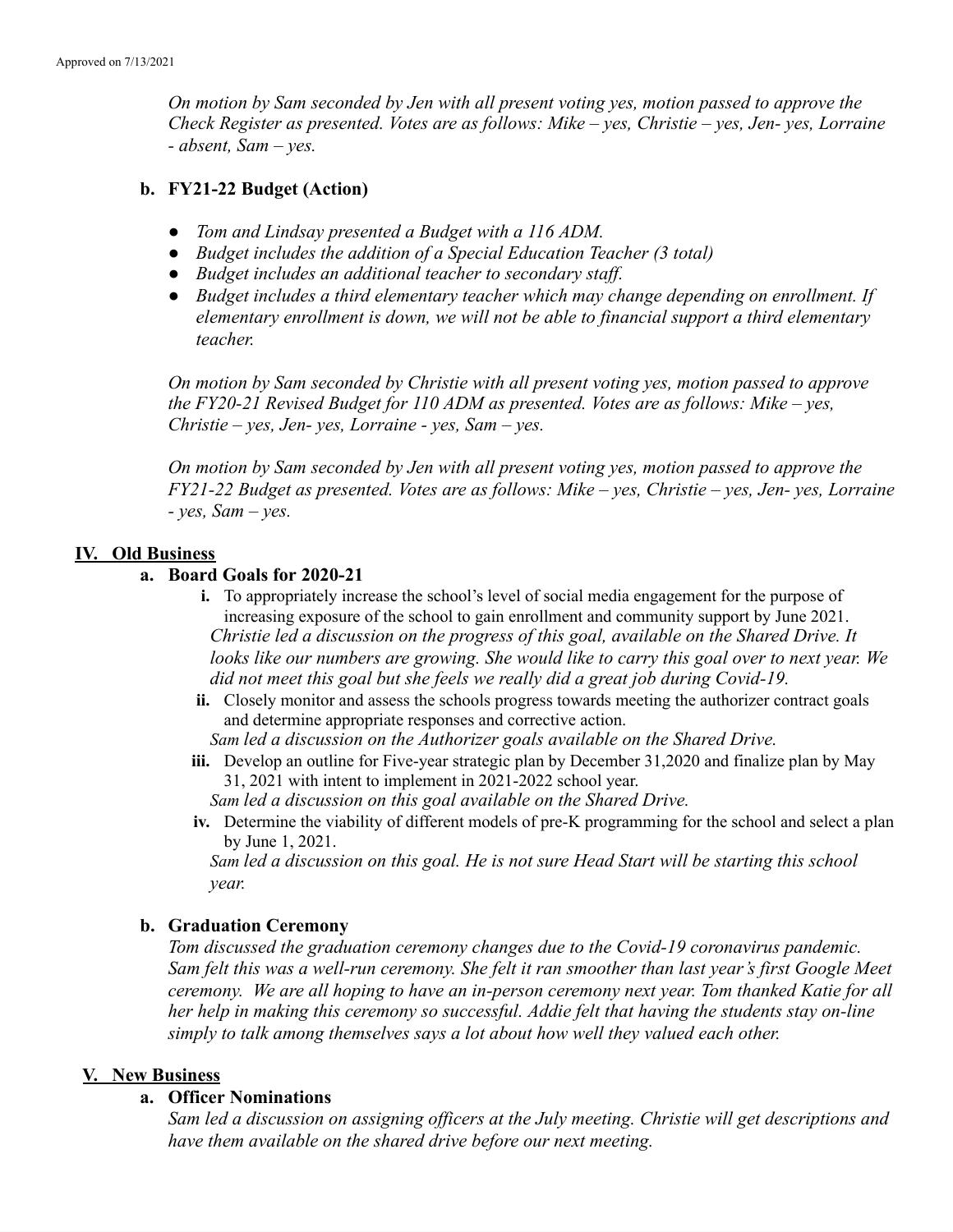*On motion by Sam seconded by Jen with all present voting yes, motion passed to approve the Check Register as presented. Votes are as follows: Mike – yes, Christie – yes, Jen- yes, Lorraine - absent, Sam – yes.*

### b. FY21-22 Budget (Action)

- *Tom and Lindsay presented a Budget with a 116 ADM.*
- *Budget includes the addition of a Special Education Teacher (3 total)*
- *Budget includes an additional teacher to secondary staff.*
- *Budget includes a third elementary teacher which may change depending on enrollment. If elementary enrollment is down, we will not be able to financial support a third elementary teacher.*

*On motion by Sam seconded by Christie with all present voting yes, motion passed to approve the FY20-21 Revised Budget for 110 ADM as presented. Votes are as follows: Mike – yes, Christie – yes, Jen- yes, Lorraine - yes, Sam – yes.*

*On motion by Sam seconded by Jen with all present voting yes, motion passed to approve the FY21-22 Budget as presented. Votes are as follows: Mike – yes, Christie – yes, Jen- yes, Lorraine - yes, Sam – yes.*

## IV. Old Business

### a. Board Goals for 2020-21

i. To appropriately increase the school's level of social media engagement for the purpose of increasing exposure of the school to gain enrollment and community support by June 2021.
*Christie led a discussion on the progress of this goal, available on the Shared Drive. It looks like our numbers are growing. She would like to carry this goal over to next year. We did not meet this goal but she feels we really did a great job during Covid-19.*

ii. Closely monitor and assess the schools progress towards meeting the authorizer contract goals and determine appropriate responses and corrective action.
*Sam led a discussion on the Authorizer goals available on the Shared Drive.*

iii. Develop an outline for Five-year strategic plan by December 31,2020 and finalize plan by May 31, 2021 with intent to implement in 2021-2022 school year.
*Sam led a discussion on this goal available on the Shared Drive.*

iv. Determine the viability of different models of pre-K programming for the school and select a plan by June 1, 2021.
*Sam led a discussion on this goal. He is not sure Head Start will be starting this school year.*

### b. Graduation Ceremony

*Tom discussed the graduation ceremony changes due to the Covid-19 coronavirus pandemic. Sam felt this was a well-run ceremony. She felt it ran smoother than last year's first Google Meet ceremony. We are all hoping to have an in-person ceremony next year. Tom thanked Katie for all her help in making this ceremony so successful. Addie felt that having the students stay on-line simply to talk among themselves says a lot about how well they valued each other.*

## V. New Business

### a. Officer Nominations

*Sam led a discussion on assigning officers at the July meeting. Christie will get descriptions and have them available on the shared drive before our next meeting.*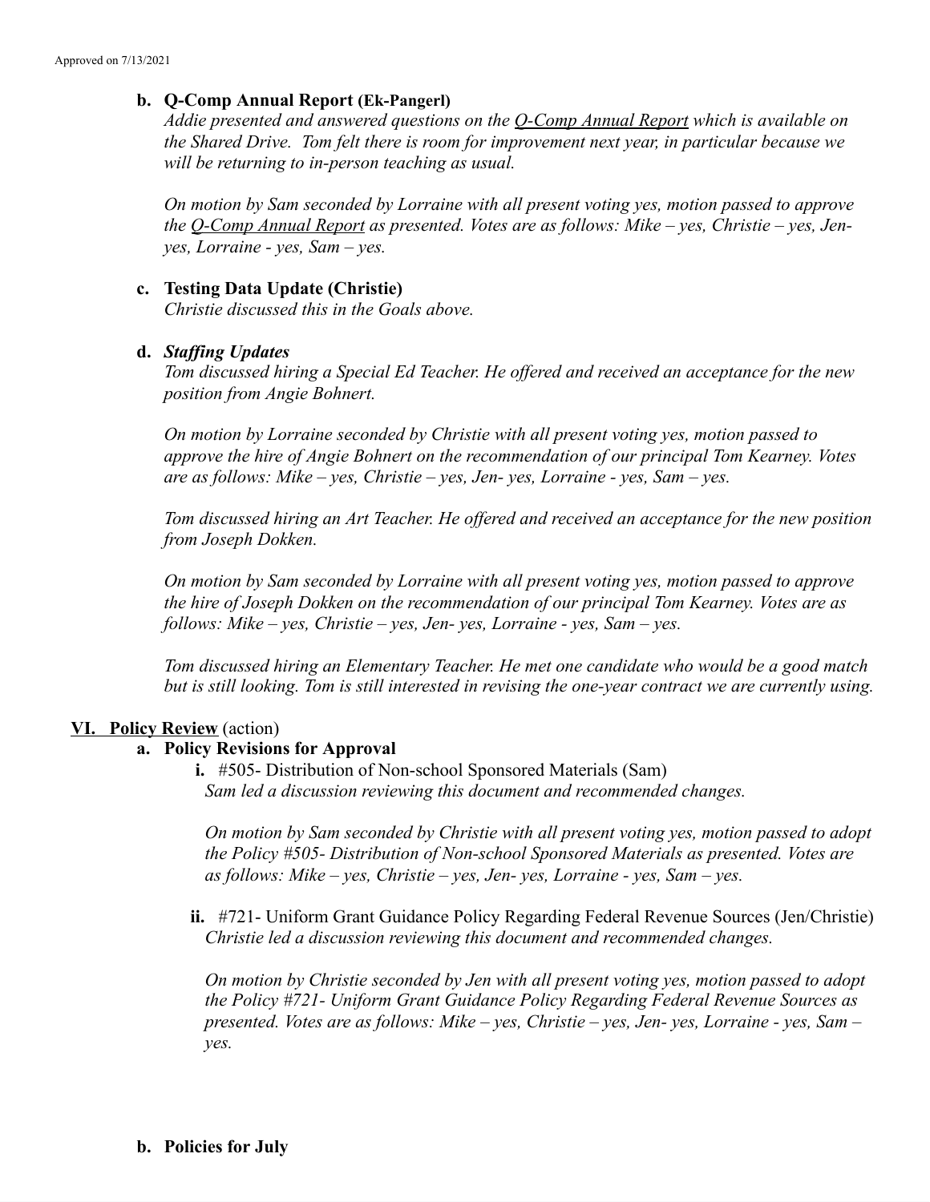Approved on 7/13/2021

**b. Q-Comp Annual Report (Ek-Pangerl)**

*Addie presented and answered questions on the Q-Comp Annual Report which is available on the Shared Drive. Tom felt there is room for improvement next year, in particular because we will be returning to in-person teaching as usual.*

*On motion by Sam seconded by Lorraine with all present voting yes, motion passed to approve the Q-Comp Annual Report as presented. Votes are as follows: Mike – yes, Christie – yes, Jen- yes, Lorraine - yes, Sam – yes.*

**c. Testing Data Update (Christie)**

*Christie discussed this in the Goals above.*

**d. *Staffing Updates***

*Tom discussed hiring a Special Ed Teacher. He offered and received an acceptance for the new position from Angie Bohnert.*

*On motion by Lorraine seconded by Christie with all present voting yes, motion passed to approve the hire of Angie Bohnert on the recommendation of our principal Tom Kearney. Votes are as follows: Mike – yes, Christie – yes, Jen- yes, Lorraine - yes, Sam – yes.*

*Tom discussed hiring an Art Teacher. He offered and received an acceptance for the new position from Joseph Dokken.*

*On motion by Sam seconded by Lorraine with all present voting yes, motion passed to approve the hire of Joseph Dokken on the recommendation of our principal Tom Kearney. Votes are as follows: Mike – yes, Christie – yes, Jen- yes, Lorraine - yes, Sam – yes.*

*Tom discussed hiring an Elementary Teacher. He met one candidate who would be a good match but is still looking. Tom is still interested in revising the one-year contract we are currently using.*

## VI. Policy Review (action)

**a. Policy Revisions for Approval**

**i.** #505- Distribution of Non-school Sponsored Materials (Sam)

*Sam led a discussion reviewing this document and recommended changes.*

*On motion by Sam seconded by Christie with all present voting yes, motion passed to adopt the Policy #505- Distribution of Non-school Sponsored Materials as presented. Votes are as follows: Mike – yes, Christie – yes, Jen- yes, Lorraine - yes, Sam – yes.*

**ii.** #721- Uniform Grant Guidance Policy Regarding Federal Revenue Sources (Jen/Christie)

*Christie led a discussion reviewing this document and recommended changes.*

*On motion by Christie seconded by Jen with all present voting yes, motion passed to adopt the Policy #721- Uniform Grant Guidance Policy Regarding Federal Revenue Sources as presented. Votes are as follows: Mike – yes, Christie – yes, Jen- yes, Lorraine - yes, Sam – yes.*

**b. Policies for July**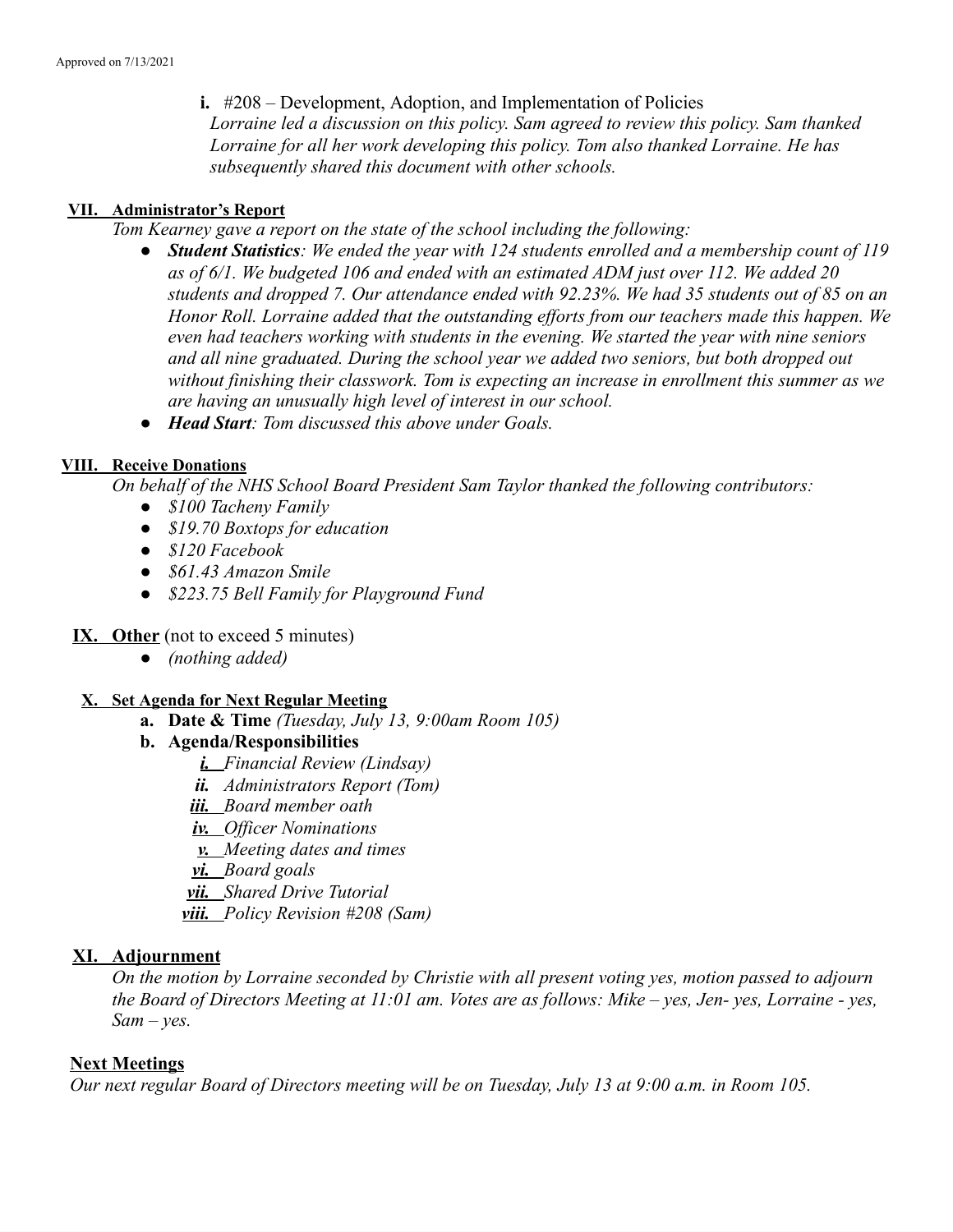Approved on 7/13/2021

**i.** #208 – Development, Adoption, and Implementation of Policies
*Lorraine led a discussion on this policy. Sam agreed to review this policy. Sam thanked Lorraine for all her work developing this policy. Tom also thanked Lorraine. He has subsequently shared this document with other schools.*

## VII. Administrator's Report

*Tom Kearney gave a report on the state of the school including the following:*

- ***Student Statistics**: We ended the year with 124 students enrolled and a membership count of 119 as of 6/1. We budgeted 106 and ended with an estimated ADM just over 112. We added 20 students and dropped 7. Our attendance ended with 92.23%. We had 35 students out of 85 on an Honor Roll. Lorraine added that the outstanding efforts from our teachers made this happen. We even had teachers working with students in the evening. We started the year with nine seniors and all nine graduated. During the school year we added two seniors, but both dropped out without finishing their classwork. Tom is expecting an increase in enrollment this summer as we are having an unusually high level of interest in our school.*
- ***Head Start**: Tom discussed this above under Goals.*

## VIII. Receive Donations

*On behalf of the NHS School Board President Sam Taylor thanked the following contributors:*

- *$100 Tacheny Family*
- *$19.70 Boxtops for education*
- *$120 Facebook*
- *$61.43 Amazon Smile*
- *$223.75 Bell Family for Playground Fund*

## IX. Other (not to exceed 5 minutes)

- *(nothing added)*

## X. Set Agenda for Next Regular Meeting

**a. Date & Time** *(Tuesday, July 13, 9:00am Room 105)*

**b. Agenda/Responsibilities**

*i. Financial Review (Lindsay)*
*ii. Administrators Report (Tom)*
*iii. Board member oath*
*iv. Officer Nominations*
*v. Meeting dates and times*
*vi. Board goals*
*vii. Shared Drive Tutorial*
*viii. Policy Revision #208 (Sam)*

## XI. Adjournment

*On the motion by Lorraine seconded by Christie with all present voting yes, motion passed to adjourn the Board of Directors Meeting at 11:01 am. Votes are as follows: Mike – yes, Jen- yes, Lorraine - yes, Sam – yes.*

## Next Meetings

*Our next regular Board of Directors meeting will be on Tuesday, July 13 at 9:00 a.m. in Room 105.*